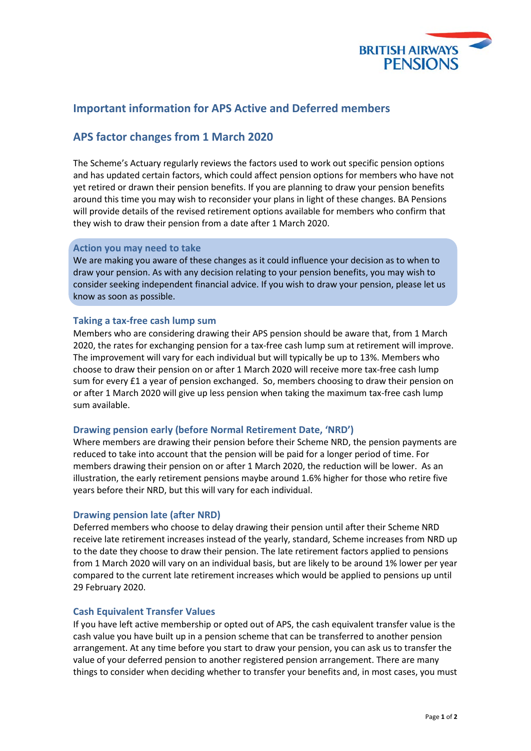BRITISH AIRWAYS PENSIONS

## Important information for APS Active and Deferred members

## APS factor changes from 1 March 2020

The Scheme's Actuary regularly reviews the factors used to work out specific pension options and has updated certain factors, which could affect pension options for members who have not yet retired or drawn their pension benefits. If you are planning to draw your pension benefits around this time you may wish to reconsider your plans in light of these changes. BA Pensions will provide details of the revised retirement options available for members who confirm that they wish to draw their pension from a date after 1 March 2020.

### Action you may need to take

We are making you aware of these changes as it could influence your decision as to when to draw your pension. As with any decision relating to your pension benefits, you may wish to consider seeking independent financial advice. If you wish to draw your pension, please let us know as soon as possible.

### Taking a tax-free cash lump sum

Members who are considering drawing their APS pension should be aware that, from 1 March 2020, the rates for exchanging pension for a tax-free cash lump sum at retirement will improve. The improvement will vary for each individual but will typically be up to 13%. Members who choose to draw their pension on or after 1 March 2020 will receive more tax-free cash lump sum for every £1 a year of pension exchanged. So, members choosing to draw their pension on or after 1 March 2020 will give up less pension when taking the maximum tax-free cash lump sum available.

### Drawing pension early (before Normal Retirement Date, 'NRD')

Where members are drawing their pension before their Scheme NRD, the pension payments are reduced to take into account that the pension will be paid for a longer period of time. For members drawing their pension on or after 1 March 2020, the reduction will be lower. As an illustration, the early retirement pensions maybe around 1.6% higher for those who retire five years before their NRD, but this will vary for each individual.

### Drawing pension late (after NRD)

Deferred members who choose to delay drawing their pension until after their Scheme NRD receive late retirement increases instead of the yearly, standard, Scheme increases from NRD up to the date they choose to draw their pension. The late retirement factors applied to pensions from 1 March 2020 will vary on an individual basis, but are likely to be around 1% lower per year compared to the current late retirement increases which would be applied to pensions up until 29 February 2020.

### Cash Equivalent Transfer Values

If you have left active membership or opted out of APS, the cash equivalent transfer value is the cash value you have built up in a pension scheme that can be transferred to another pension arrangement. At any time before you start to draw your pension, you can ask us to transfer the value of your deferred pension to another registered pension arrangement. There are many things to consider when deciding whether to transfer your benefits and, in most cases, you must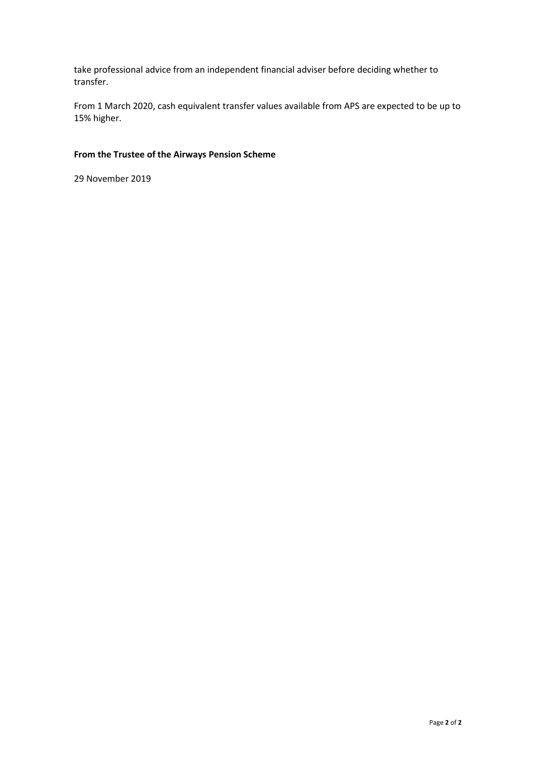take professional advice from an independent financial adviser before deciding whether to transfer.

From 1 March 2020, cash equivalent transfer values available from APS are expected to be up to 15% higher.

**From the Trustee of the Airways Pension Scheme**

29 November 2019